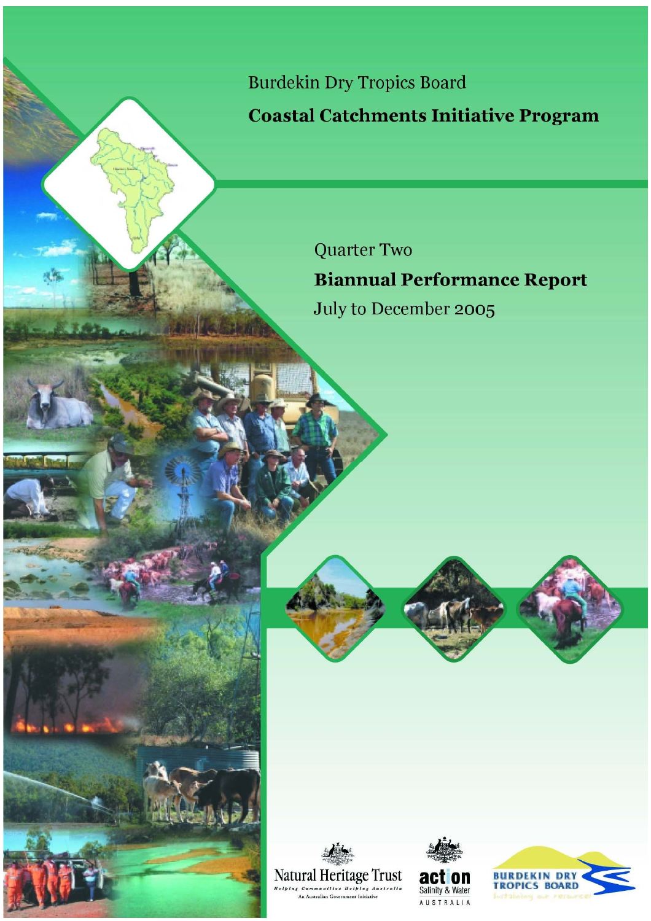Burdekin Dry Tropics Board

# Coastal Catchments Initiative Program

Quarter Two

## Biannual Performance Report

July to December 2005

Natural Heritage Trust
*Helping Communities Helping Australia*
An Australian Government Initiative

action Salinity & Water AUSTRALIA

BURDEKIN DRY TROPICS BOARD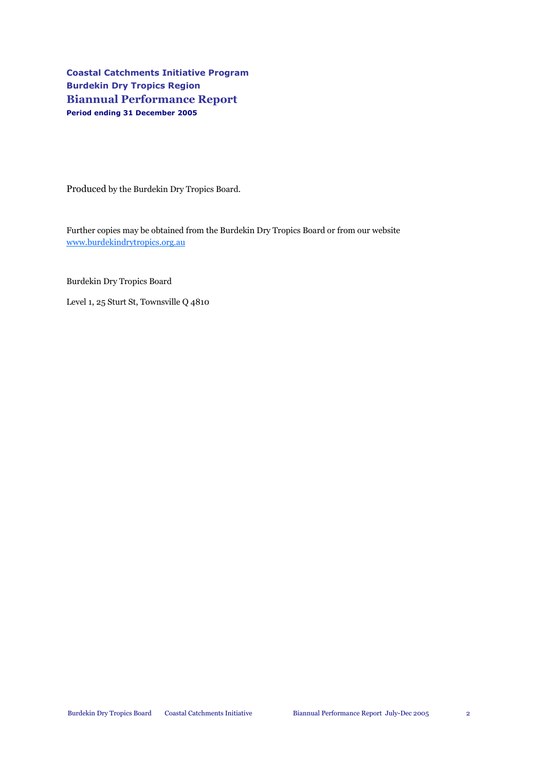**Coastal Catchments Initiative Program**
**Burdekin Dry Tropics Region**

# Biannual Performance Report

**Period ending 31 December 2005**

Produced by the Burdekin Dry Tropics Board.

Further copies may be obtained from the Burdekin Dry Tropics Board or from our website [www.burdekindrytropics.org.au](http://www.burdekindrytropics.org.au)

Burdekin Dry Tropics Board

Level 1, 25 Sturt St, Townsville Q 4810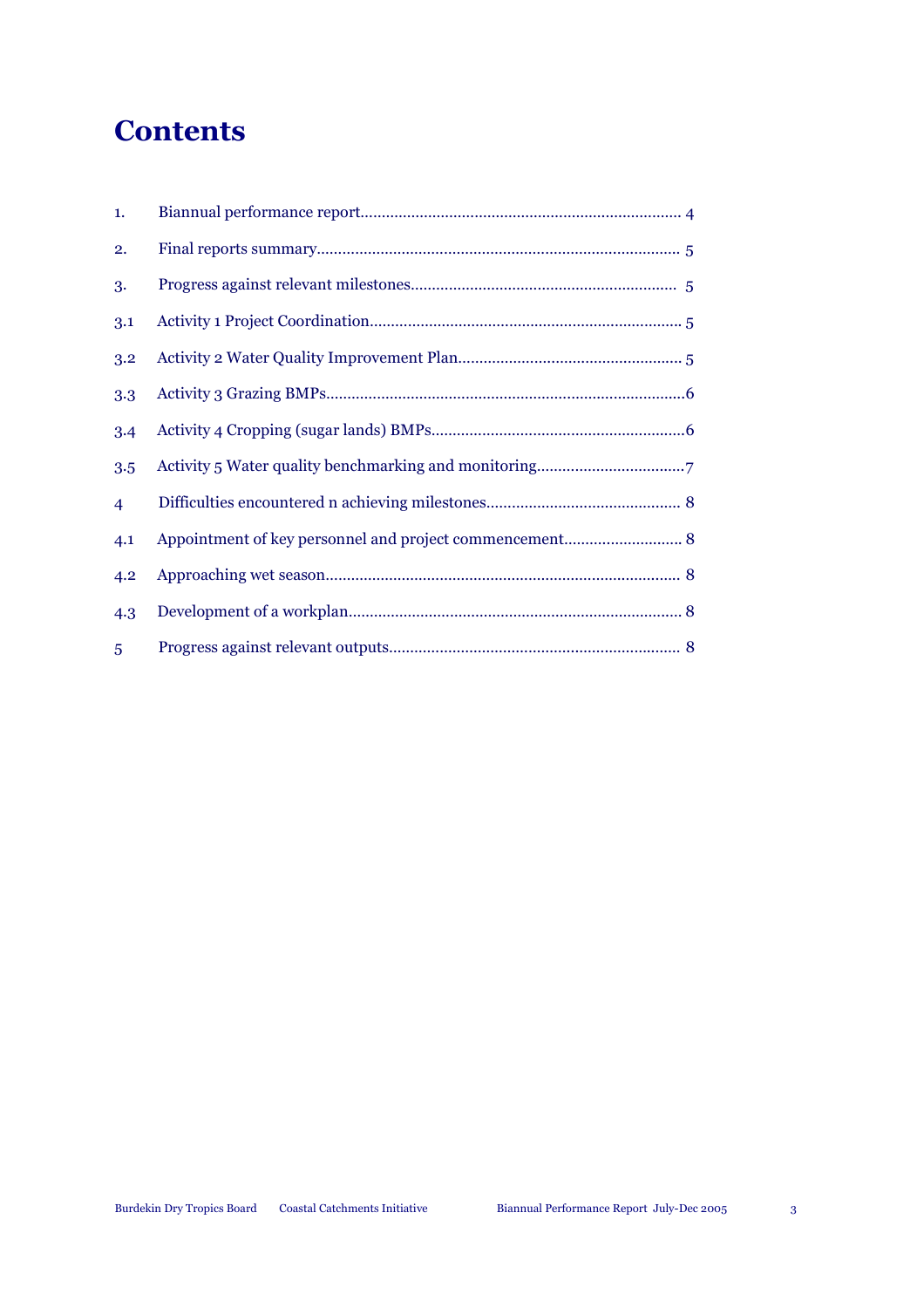# Contents

| | | |
|---|---|---|
| 1. | Biannual performance report | 4 |
| 2. | Final reports summary | 5 |
| 3. | Progress against relevant milestones | 5 |
| 3.1 | Activity 1 Project Coordination | 5 |
| 3.2 | Activity 2 Water Quality Improvement Plan | 5 |
| 3.3 | Activity 3 Grazing BMPs | 6 |
| 3.4 | Activity 4 Cropping (sugar lands) BMPs | 6 |
| 3.5 | Activity 5 Water quality benchmarking and monitoring | 7 |
| 4 | Difficulties encountered n achieving milestones | 8 |
| 4.1 | Appointment of key personnel and project commencement | 8 |
| 4.2 | Approaching wet season | 8 |
| 4.3 | Development of a workplan | 8 |
| 5 | Progress against relevant outputs | 8 |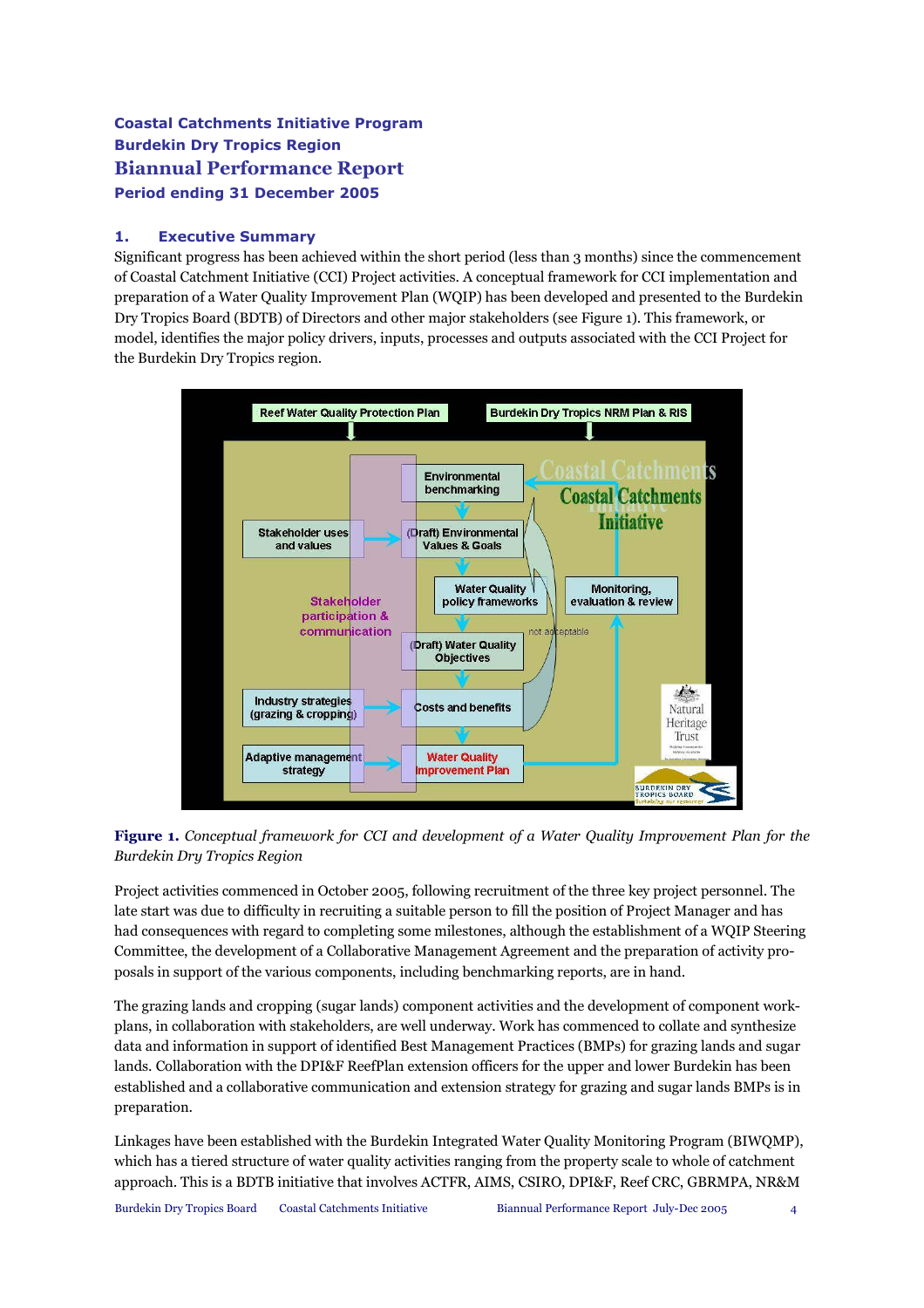**Coastal Catchments Initiative Program**
**Burdekin Dry Tropics Region**

# Biannual Performance Report

**Period ending 31 December 2005**

## 1. Executive Summary

Significant progress has been achieved within the short period (less than 3 months) since the commencement of Coastal Catchment Initiative (CCI) Project activities. A conceptual framework for CCI implementation and preparation of a Water Quality Improvement Plan (WQIP) has been developed and presented to the Burdekin Dry Tropics Board (BDTB) of Directors and other major stakeholders (see Figure 1). This framework, or model, identifies the major policy drivers, inputs, processes and outputs associated with the CCI Project for the Burdekin Dry Tropics region.

**Figure 1.** *Conceptual framework for CCI and development of a Water Quality Improvement Plan for the Burdekin Dry Tropics Region*

Project activities commenced in October 2005, following recruitment of the three key project personnel. The late start was due to difficulty in recruiting a suitable person to fill the position of Project Manager and has had consequences with regard to completing some milestones, although the establishment of a WQIP Steering Committee, the development of a Collaborative Management Agreement and the preparation of activity proposals in support of the various components, including benchmarking reports, are in hand.

The grazing lands and cropping (sugar lands) component activities and the development of component workplans, in collaboration with stakeholders, are well underway. Work has commenced to collate and synthesize data and information in support of identified Best Management Practices (BMPs) for grazing lands and sugar lands. Collaboration with the DPI&F ReefPlan extension officers for the upper and lower Burdekin has been established and a collaborative communication and extension strategy for grazing and sugar lands BMPs is in preparation.

Linkages have been established with the Burdekin Integrated Water Quality Monitoring Program (BIWQMP), which has a tiered structure of water quality activities ranging from the property scale to whole of catchment approach. This is a BDTB initiative that involves ACTFR, AIMS, CSIRO, DPI&F, Reef CRC, GBRMPA, NR&M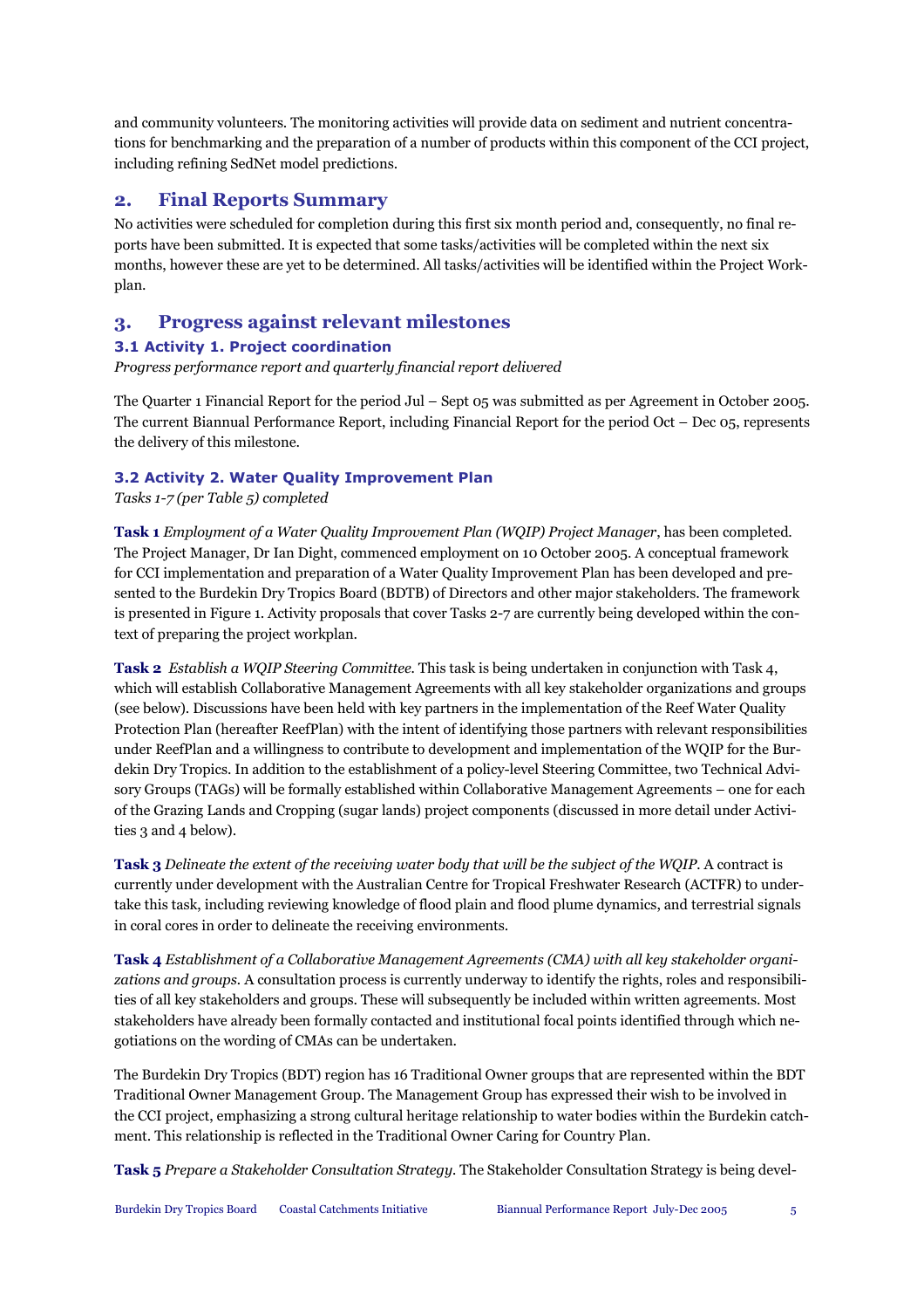and community volunteers. The monitoring activities will provide data on sediment and nutrient concentrations for benchmarking and the preparation of a number of products within this component of the CCI project, including refining SedNet model predictions.

## 2. Final Reports Summary

No activities were scheduled for completion during this first six month period and, consequently, no final reports have been submitted. It is expected that some tasks/activities will be completed within the next six months, however these are yet to be determined. All tasks/activities will be identified within the Project Workplan.

## 3. Progress against relevant milestones

### 3.1 Activity 1. Project coordination

*Progress performance report and quarterly financial report delivered*

The Quarter 1 Financial Report for the period Jul – Sept 05 was submitted as per Agreement in October 2005. The current Biannual Performance Report, including Financial Report for the period Oct – Dec 05, represents the delivery of this milestone.

### 3.2 Activity 2. Water Quality Improvement Plan

*Tasks 1-7 (per Table 5) completed*

**Task 1** *Employment of a Water Quality Improvement Plan (WQIP) Project Manager*, has been completed. The Project Manager, Dr Ian Dight, commenced employment on 10 October 2005. A conceptual framework for CCI implementation and preparation of a Water Quality Improvement Plan has been developed and presented to the Burdekin Dry Tropics Board (BDTB) of Directors and other major stakeholders. The framework is presented in Figure 1. Activity proposals that cover Tasks 2-7 are currently being developed within the context of preparing the project workplan.

**Task 2** *Establish a WQIP Steering Committee.* This task is being undertaken in conjunction with Task 4, which will establish Collaborative Management Agreements with all key stakeholder organizations and groups (see below). Discussions have been held with key partners in the implementation of the Reef Water Quality Protection Plan (hereafter ReefPlan) with the intent of identifying those partners with relevant responsibilities under ReefPlan and a willingness to contribute to development and implementation of the WQIP for the Burdekin Dry Tropics. In addition to the establishment of a policy-level Steering Committee, two Technical Advisory Groups (TAGs) will be formally established within Collaborative Management Agreements – one for each of the Grazing Lands and Cropping (sugar lands) project components (discussed in more detail under Activities 3 and 4 below).

**Task 3** *Delineate the extent of the receiving water body that will be the subject of the WQIP.* A contract is currently under development with the Australian Centre for Tropical Freshwater Research (ACTFR) to undertake this task, including reviewing knowledge of flood plain and flood plume dynamics, and terrestrial signals in coral cores in order to delineate the receiving environments.

**Task 4** *Establishment of a Collaborative Management Agreements (CMA) with all key stakeholder organizations and groups.* A consultation process is currently underway to identify the rights, roles and responsibilities of all key stakeholders and groups. These will subsequently be included within written agreements. Most stakeholders have already been formally contacted and institutional focal points identified through which negotiations on the wording of CMAs can be undertaken.

The Burdekin Dry Tropics (BDT) region has 16 Traditional Owner groups that are represented within the BDT Traditional Owner Management Group. The Management Group has expressed their wish to be involved in the CCI project, emphasizing a strong cultural heritage relationship to water bodies within the Burdekin catchment. This relationship is reflected in the Traditional Owner Caring for Country Plan.

**Task 5** *Prepare a Stakeholder Consultation Strategy.* The Stakeholder Consultation Strategy is being devel-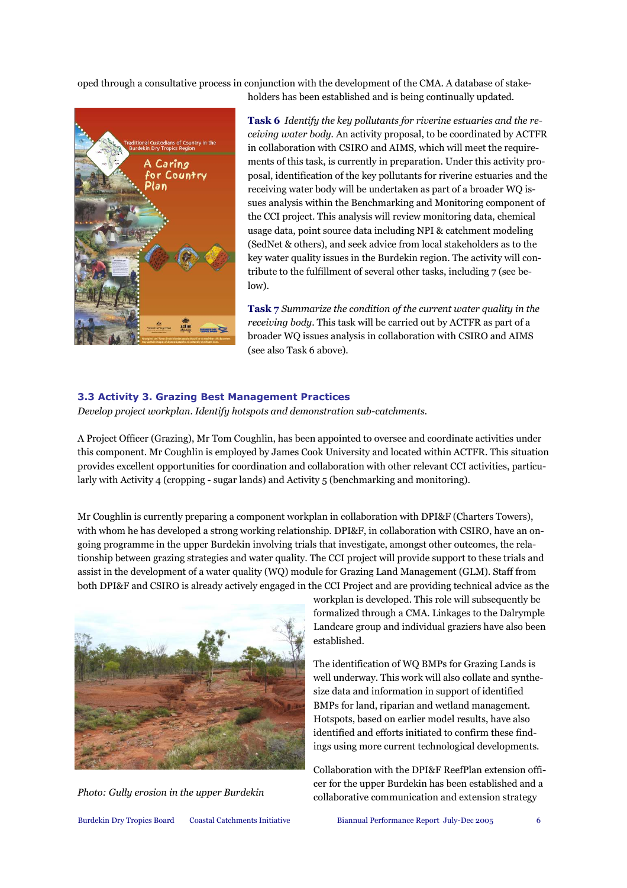oped through a consultative process in conjunction with the development of the CMA. A database of stakeholders has been established and is being continually updated.

**Task 6** *Identify the key pollutants for riverine estuaries and the receiving water body.* An activity proposal, to be coordinated by ACTFR in collaboration with CSIRO and AIMS, which will meet the requirements of this task, is currently in preparation. Under this activity proposal, identification of the key pollutants for riverine estuaries and the receiving water body will be undertaken as part of a broader WQ issues analysis within the Benchmarking and Monitoring component of the CCI project. This analysis will review monitoring data, chemical usage data, point source data including NPI & catchment modeling (SedNet & others), and seek advice from local stakeholders as to the key water quality issues in the Burdekin region. The activity will contribute to the fulfillment of several other tasks, including 7 (see below).

**Task 7** *Summarize the condition of the current water quality in the receiving body.* This task will be carried out by ACTFR as part of a broader WQ issues analysis in collaboration with CSIRO and AIMS (see also Task 6 above).

### 3.3 Activity 3. Grazing Best Management Practices

*Develop project workplan. Identify hotspots and demonstration sub-catchments.*

A Project Officer (Grazing), Mr Tom Coughlin, has been appointed to oversee and coordinate activities under this component. Mr Coughlin is employed by James Cook University and located within ACTFR. This situation provides excellent opportunities for coordination and collaboration with other relevant CCI activities, particularly with Activity 4 (cropping - sugar lands) and Activity 5 (benchmarking and monitoring).

Mr Coughlin is currently preparing a component workplan in collaboration with DPI&F (Charters Towers), with whom he has developed a strong working relationship. DPI&F, in collaboration with CSIRO, have an ongoing programme in the upper Burdekin involving trials that investigate, amongst other outcomes, the relationship between grazing strategies and water quality. The CCI project will provide support to these trials and assist in the development of a water quality (WQ) module for Grazing Land Management (GLM). Staff from both DPI&F and CSIRO is already actively engaged in the CCI Project and are providing technical advice as the workplan is developed. This role will subsequently be formalized through a CMA. Linkages to the Dalrymple Landcare group and individual graziers have also been established.

The identification of WQ BMPs for Grazing Lands is well underway. This work will also collate and synthesize data and information in support of identified BMPs for land, riparian and wetland management. Hotspots, based on earlier model results, have also identified and efforts initiated to confirm these findings using more current technological developments.

*Photo: Gully erosion in the upper Burdekin*

Collaboration with the DPI&F ReefPlan extension officer for the upper Burdekin has been established and a collaborative communication and extension strategy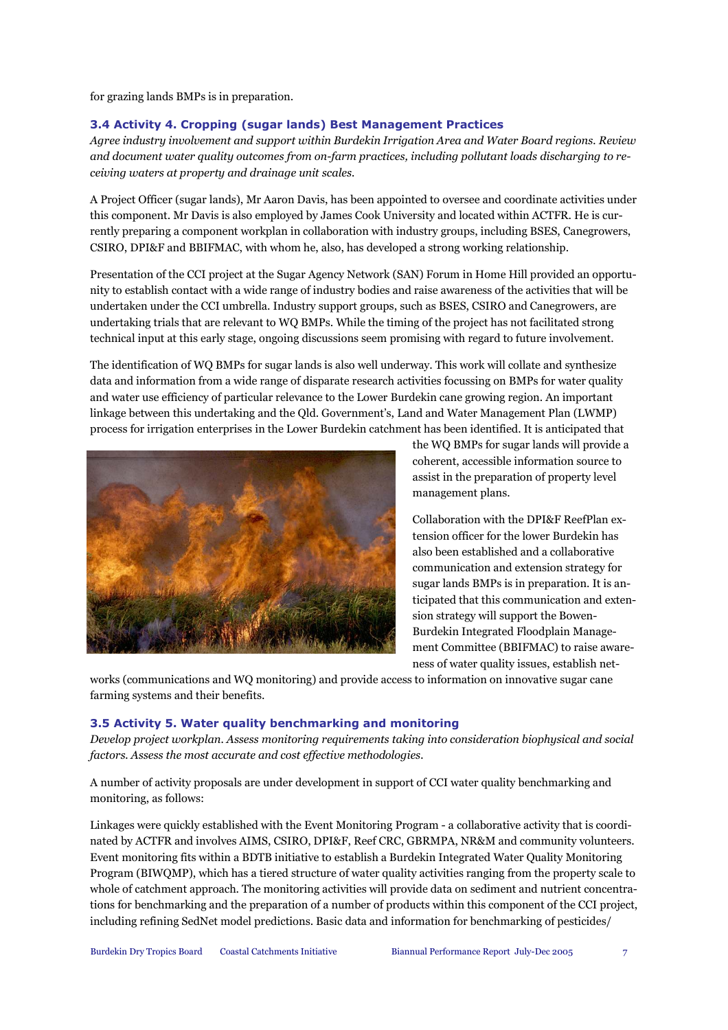for grazing lands BMPs is in preparation.

### 3.4 Activity 4. Cropping (sugar lands) Best Management Practices

*Agree industry involvement and support within Burdekin Irrigation Area and Water Board regions. Review and document water quality outcomes from on-farm practices, including pollutant loads discharging to receiving waters at property and drainage unit scales.*

A Project Officer (sugar lands), Mr Aaron Davis, has been appointed to oversee and coordinate activities under this component. Mr Davis is also employed by James Cook University and located within ACTFR. He is currently preparing a component workplan in collaboration with industry groups, including BSES, Canegrowers, CSIRO, DPI&F and BBIFMAC, with whom he, also, has developed a strong working relationship.

Presentation of the CCI project at the Sugar Agency Network (SAN) Forum in Home Hill provided an opportunity to establish contact with a wide range of industry bodies and raise awareness of the activities that will be undertaken under the CCI umbrella. Industry support groups, such as BSES, CSIRO and Canegrowers, are undertaking trials that are relevant to WQ BMPs. While the timing of the project has not facilitated strong technical input at this early stage, ongoing discussions seem promising with regard to future involvement.

The identification of WQ BMPs for sugar lands is also well underway. This work will collate and synthesize data and information from a wide range of disparate research activities focussing on BMPs for water quality and water use efficiency of particular relevance to the Lower Burdekin cane growing region. An important linkage between this undertaking and the Qld. Government's, Land and Water Management Plan (LWMP) process for irrigation enterprises in the Lower Burdekin catchment has been identified. It is anticipated that the WQ BMPs for sugar lands will provide a coherent, accessible information source to assist in the preparation of property level management plans.

Collaboration with the DPI&F ReefPlan extension officer for the lower Burdekin has also been established and a collaborative communication and extension strategy for sugar lands BMPs is in preparation. It is anticipated that this communication and extension strategy will support the Bowen-Burdekin Integrated Floodplain Management Committee (BBIFMAC) to raise awareness of water quality issues, establish networks (communications and WQ monitoring) and provide access to information on innovative sugar cane farming systems and their benefits.

### 3.5 Activity 5. Water quality benchmarking and monitoring

*Develop project workplan. Assess monitoring requirements taking into consideration biophysical and social factors. Assess the most accurate and cost effective methodologies.*

A number of activity proposals are under development in support of CCI water quality benchmarking and monitoring, as follows:

Linkages were quickly established with the Event Monitoring Program - a collaborative activity that is coordinated by ACTFR and involves AIMS, CSIRO, DPI&F, Reef CRC, GBRMPA, NR&M and community volunteers. Event monitoring fits within a BDTB initiative to establish a Burdekin Integrated Water Quality Monitoring Program (BIWQMP), which has a tiered structure of water quality activities ranging from the property scale to whole of catchment approach. The monitoring activities will provide data on sediment and nutrient concentrations for benchmarking and the preparation of a number of products within this component of the CCI project, including refining SedNet model predictions. Basic data and information for benchmarking of pesticides/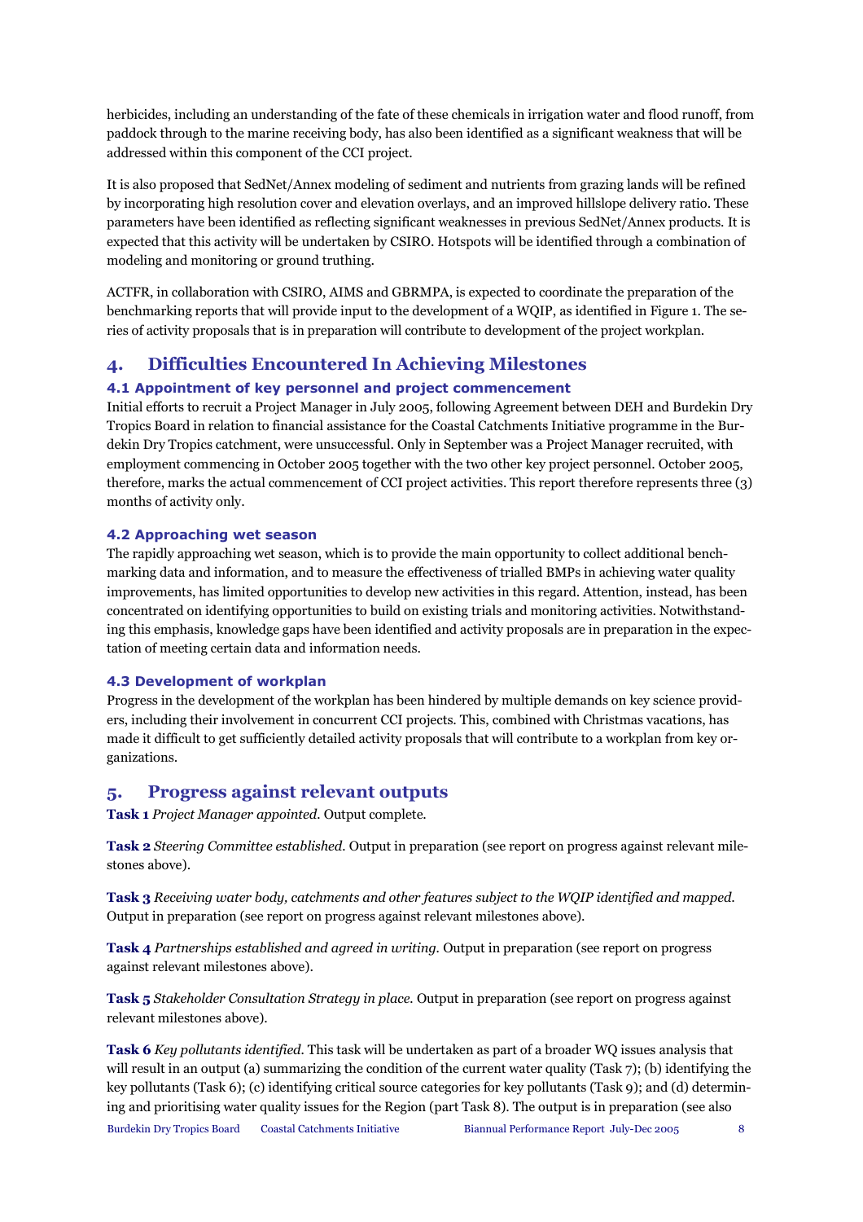herbicides, including an understanding of the fate of these chemicals in irrigation water and flood runoff, from paddock through to the marine receiving body, has also been identified as a significant weakness that will be addressed within this component of the CCI project.

It is also proposed that SedNet/Annex modeling of sediment and nutrients from grazing lands will be refined by incorporating high resolution cover and elevation overlays, and an improved hillslope delivery ratio. These parameters have been identified as reflecting significant weaknesses in previous SedNet/Annex products. It is expected that this activity will be undertaken by CSIRO. Hotspots will be identified through a combination of modeling and monitoring or ground truthing.

ACTFR, in collaboration with CSIRO, AIMS and GBRMPA, is expected to coordinate the preparation of the benchmarking reports that will provide input to the development of a WQIP, as identified in Figure 1. The series of activity proposals that is in preparation will contribute to development of the project workplan.

# 4. Difficulties Encountered In Achieving Milestones

### 4.1 Appointment of key personnel and project commencement

Initial efforts to recruit a Project Manager in July 2005, following Agreement between DEH and Burdekin Dry Tropics Board in relation to financial assistance for the Coastal Catchments Initiative programme in the Burdekin Dry Tropics catchment, were unsuccessful. Only in September was a Project Manager recruited, with employment commencing in October 2005 together with the two other key project personnel. October 2005, therefore, marks the actual commencement of CCI project activities. This report therefore represents three (3) months of activity only.

### 4.2 Approaching wet season

The rapidly approaching wet season, which is to provide the main opportunity to collect additional benchmarking data and information, and to measure the effectiveness of trialled BMPs in achieving water quality improvements, has limited opportunities to develop new activities in this regard. Attention, instead, has been concentrated on identifying opportunities to build on existing trials and monitoring activities. Notwithstanding this emphasis, knowledge gaps have been identified and activity proposals are in preparation in the expectation of meeting certain data and information needs.

### 4.3 Development of workplan

Progress in the development of the workplan has been hindered by multiple demands on key science providers, including their involvement in concurrent CCI projects. This, combined with Christmas vacations, has made it difficult to get sufficiently detailed activity proposals that will contribute to a workplan from key organizations.

# 5. Progress against relevant outputs

**Task 1** *Project Manager appointed.* Output complete.

**Task 2** *Steering Committee established.* Output in preparation (see report on progress against relevant milestones above).

**Task 3** *Receiving water body, catchments and other features subject to the WQIP identified and mapped.* Output in preparation (see report on progress against relevant milestones above).

**Task 4** *Partnerships established and agreed in writing.* Output in preparation (see report on progress against relevant milestones above).

**Task 5** *Stakeholder Consultation Strategy in place.* Output in preparation (see report on progress against relevant milestones above).

**Task 6** *Key pollutants identified.* This task will be undertaken as part of a broader WQ issues analysis that will result in an output (a) summarizing the condition of the current water quality (Task 7); (b) identifying the key pollutants (Task 6); (c) identifying critical source categories for key pollutants (Task 9); and (d) determining and prioritising water quality issues for the Region (part Task 8). The output is in preparation (see also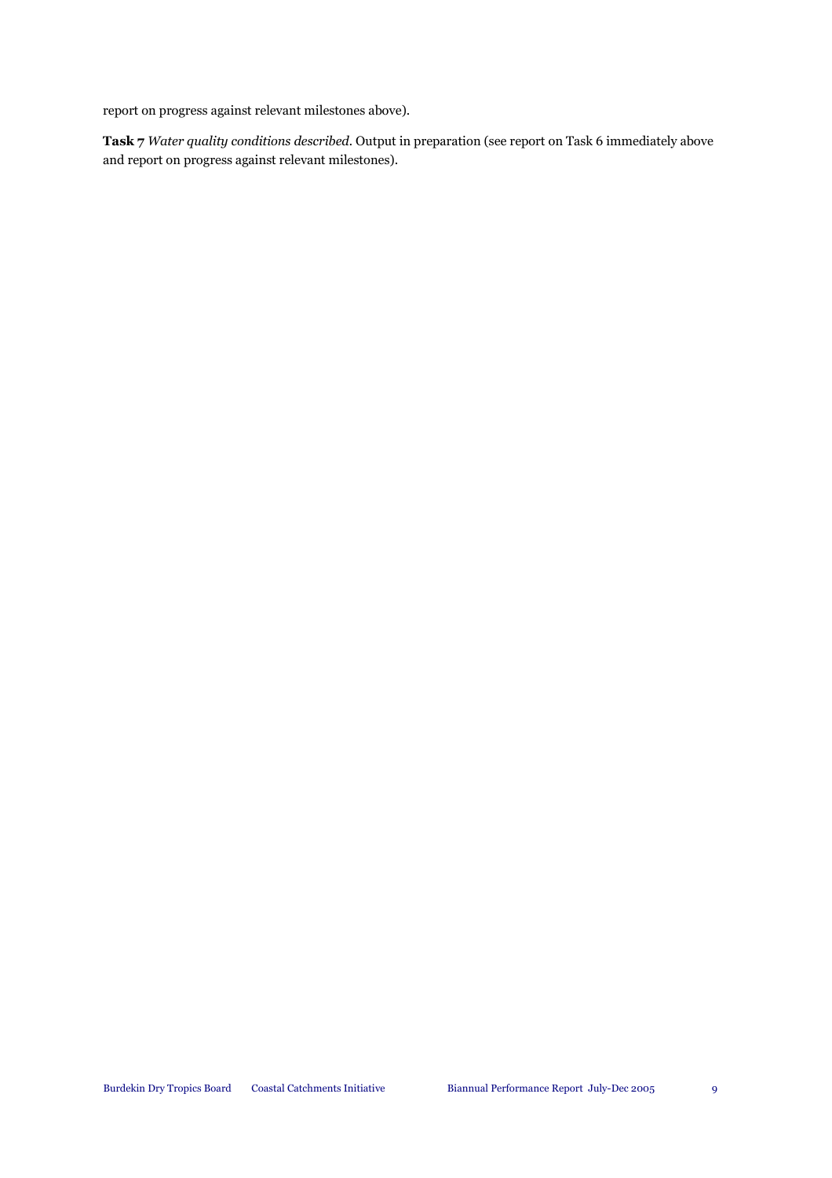report on progress against relevant milestones above).

**Task 7** *Water quality conditions described.* Output in preparation (see report on Task 6 immediately above and report on progress against relevant milestones).